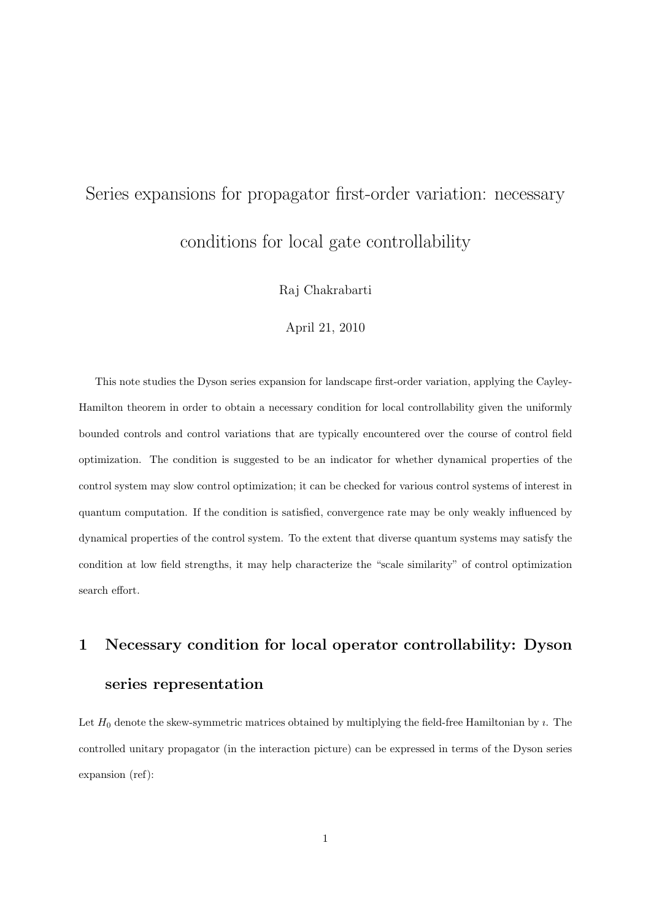# Series expansions for propagator first-order variation: necessary conditions for local gate controllability

Raj Chakrabarti

April 21, 2010

This note studies the Dyson series expansion for landscape first-order variation, applying the Cayley-Hamilton theorem in order to obtain a necessary condition for local controllability given the uniformly bounded controls and control variations that are typically encountered over the course of control field optimization. The condition is suggested to be an indicator for whether dynamical properties of the control system may slow control optimization; it can be checked for various control systems of interest in quantum computation. If the condition is satisfied, convergence rate may be only weakly influenced by dynamical properties of the control system. To the extent that diverse quantum systems may satisfy the condition at low field strengths, it may help characterize the "scale similarity" of control optimization search effort.

## 1 Necessary condition for local operator controllability: Dyson series representation

Let $H_0$ denote the skew-symmetric matrices obtained by multiplying the field-free Hamiltonian by $\imath$. The controlled unitary propagator (in the interaction picture) can be expressed in terms of the Dyson series expansion (ref):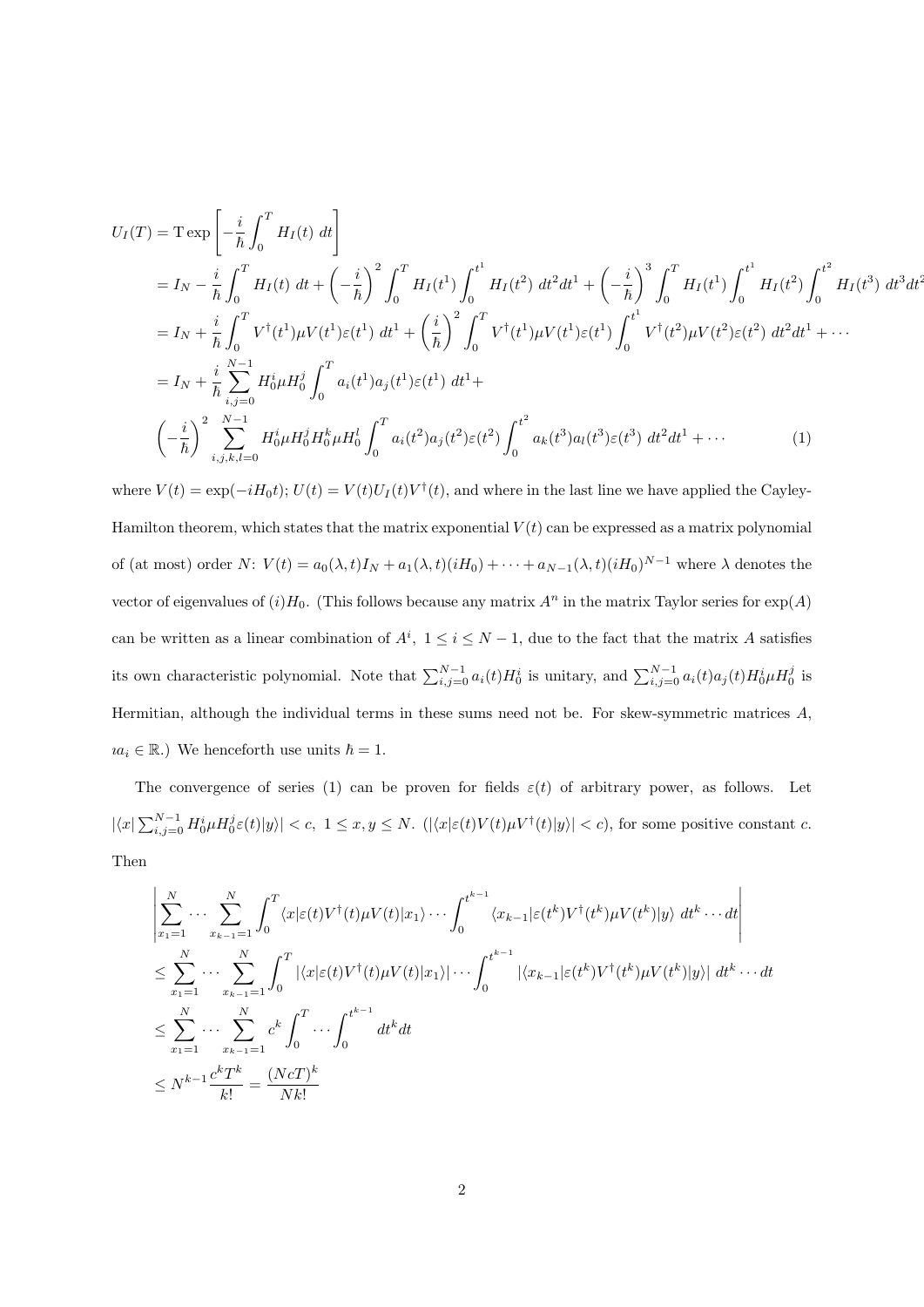$$
\begin{aligned}
U_I(T) &= \mathrm{T}\exp\left[-\frac{i}{\hbar}\int_0^T H_I(t)\ dt\right] \\
&= I_N - \frac{i}{\hbar}\int_0^T H_I(t)\ dt + \left(-\frac{i}{\hbar}\right)^2 \int_0^T H_I(t^1)\int_0^{t^1} H_I(t^2)\ dt^2 dt^1 + \left(-\frac{i}{\hbar}\right)^3 \int_0^T H_I(t^1)\int_0^{t^1} H_I(t^2)\int_0^{t^2} H_I(t^3)\ dt^3 dt^2 \\
&= I_N + \frac{i}{\hbar}\int_0^T V^\dagger(t^1)\mu V(t^1)\varepsilon(t^1)\ dt^1 + \left(\frac{i}{\hbar}\right)^2 \int_0^T V^\dagger(t^1)\mu V(t^1)\varepsilon(t^1)\int_0^{t^1} V^\dagger(t^2)\mu V(t^2)\varepsilon(t^2)\ dt^2 dt^1 + \cdots \\
&= I_N + \frac{i}{\hbar}\sum_{i,j=0}^{N-1} H_0^i \mu H_0^j \int_0^T a_i(t^1)a_j(t^1)\varepsilon(t^1)\ dt^1 + \\
&\left(-\frac{i}{\hbar}\right)^2 \sum_{i,j,k,l=0}^{N-1} H_0^i\mu H_0^j H_0^k \mu H_0^l \int_0^T a_i(t^2)a_j(t^2)\varepsilon(t^2)\int_0^{t^2} a_k(t^3)a_l(t^3)\varepsilon(t^3)\ dt^2 dt^1 + \cdots \qquad (1)
\end{aligned}
$$

where $V(t) = \exp(-iH_0 t)$; $U(t) = V(t)U_I(t)V^\dagger(t)$, and where in the last line we have applied the Cayley-Hamilton theorem, which states that the matrix exponential $V(t)$ can be expressed as a matrix polynomial of (at most) order $N$: $V(t) = a_0(\lambda, t)I_N + a_1(\lambda, t)(iH_0) + \cdots + a_{N-1}(\lambda, t)(iH_0)^{N-1}$ where $\lambda$ denotes the vector of eigenvalues of $(i)H_0$. (This follows because any matrix $A^n$ in the matrix Taylor series for $\exp(A)$ can be written as a linear combination of $A^i,\ 1 \le i \le N-1$, due to the fact that the matrix $A$ satisfies its own characteristic polynomial. Note that $\sum_{i,j=0}^{N-1} a_i(t)H_0^i$ is unitary, and $\sum_{i,j=0}^{N-1} a_i(t)a_j(t)H_0^i\mu H_0^j$ is Hermitian, although the individual terms in these sums need not be. For skew-symmetric matrices $A$, $\imath a_i \in \mathbb{R}$.) We henceforth use units $\hbar = 1$.

The convergence of series (1) can be proven for fields $\varepsilon(t)$ of arbitrary power, as follows. Let $|\langle x|\sum_{i,j=0}^{N-1} H_0^i \mu H_0^j \varepsilon(t)|y\rangle| < c,\ 1 \le x, y \le N$. ($|\langle x|\varepsilon(t)V(t)\mu V^\dagger(t)|y\rangle| < c$), for some positive constant $c$. Then

$$
\begin{aligned}
&\left|\sum_{x_1=1}^N \cdots \sum_{x_{k-1}=1}^N \int_0^T \langle x|\varepsilon(t)V^\dagger(t)\mu V(t)|x_1\rangle \cdots \int_0^{t^{k-1}} \langle x_{k-1}|\varepsilon(t^k)V^\dagger(t^k)\mu V(t^k)|y\rangle\ dt^k \cdots dt\right| \\
&\le \sum_{x_1=1}^N \cdots \sum_{x_{k-1}=1}^N \int_0^T |\langle x|\varepsilon(t)V^\dagger(t)\mu V(t)|x_1\rangle| \cdots \int_0^{t^{k-1}} |\langle x_{k-1}|\varepsilon(t^k)V^\dagger(t^k)\mu V(t^k)|y\rangle|\ dt^k \cdots dt \\
&\le \sum_{x_1=1}^N \cdots \sum_{x_{k-1}=1}^N c^k \int_0^T \cdots \int_0^{t^{k-1}} dt^k dt \\
&\le N^{k-1}\frac{c^k T^k}{k!} = \frac{(NcT)^k}{Nk!}
\end{aligned}
$$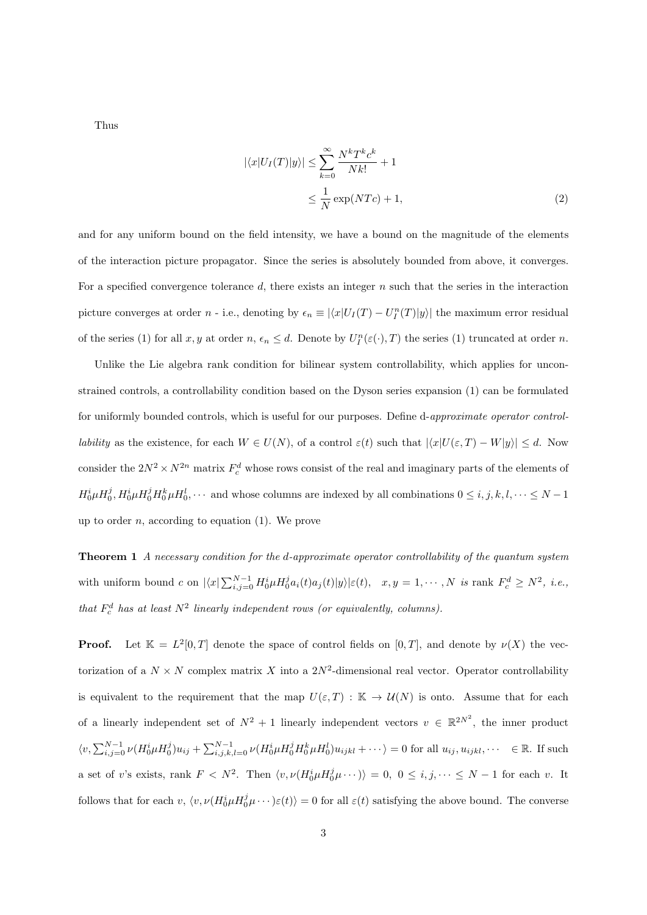Thus

$$
\begin{aligned}
|\langle x|U_I(T)|y\rangle| &\leq \sum_{k=0}^{\infty} \frac{N^k T^k c^k}{Nk!} + 1 \\
&\leq \frac{1}{N}\exp(NTc) + 1, \qquad (2)
\end{aligned}
$$

and for any uniform bound on the field intensity, we have a bound on the magnitude of the elements of the interaction picture propagator. Since the series is absolutely bounded from above, it converges. For a specified convergence tolerance $d$, there exists an integer $n$ such that the series in the interaction picture converges at order $n$ - i.e., denoting by $\epsilon_n \equiv |\langle x|U_I(T) - U_I^n(T)|y\rangle|$ the maximum error residual of the series (1) for all $x, y$ at order $n$, $\epsilon_n \leq d$. Denote by $U_I^n(\varepsilon(\cdot), T)$ the series (1) truncated at order $n$.

Unlike the Lie algebra rank condition for bilinear system controllability, which applies for unconstrained controls, a controllability condition based on the Dyson series expansion (1) can be formulated for uniformly bounded controls, which is useful for our purposes. Define d-*approximate operator controllability* as the existence, for each $W \in U(N)$, of a control $\varepsilon(t)$ such that $|\langle x|U(\varepsilon, T) - W|y\rangle| \leq d$. Now consider the $2N^2 \times N^{2n}$ matrix $F_c^d$ whose rows consist of the real and imaginary parts of the elements of $H_0^i \mu H_0^j, H_0^i \mu H_0^j H_0^k \mu H_0^l, \cdots$ and whose columns are indexed by all combinations $0 \leq i, j, k, l, \cdots \leq N-1$ up to order $n$, according to equation (1). We prove

**Theorem 1** *A necessary condition for the d-approximate operator controllability of the quantum system with uniform bound $c$ on $|\langle x|\sum_{i,j=0}^{N-1} H_0^i \mu H_0^j a_i(t) a_j(t)|y\rangle|\varepsilon(t), \quad x, y = 1, \cdots, N$ is rank $F_c^d \geq N^2$, i.e., that $F_c^d$ has at least $N^2$ linearly independent rows (or equivalently, columns).*

**Proof.** Let $\mathbb{K} = L^2[0,T]$ denote the space of control fields on $[0,T]$, and denote by $\nu(X)$ the vectorization of a $N \times N$ complex matrix $X$ into a $2N^2$-dimensional real vector. Operator controllability is equivalent to the requirement that the map $U(\varepsilon, T) : \mathbb{K} \to \mathcal{U}(N)$ is onto. Assume that for each of a linearly independent set of $N^2 + 1$ linearly independent vectors $v \in \mathbb{R}^{2N^2}$, the inner product $\langle v, \sum_{i,j=0}^{N-1} \nu(H_0^i \mu H_0^j) u_{ij} + \sum_{i,j,k,l=0}^{N-1} \nu(H_0^i \mu H_0^j H_0^k \mu H_0^l) u_{ijkl} + \cdots \rangle = 0$ for all $u_{ij}, u_{ijkl}, \cdots \in \mathbb{R}$. If such a set of $v$'s exists, rank $F < N^2$. Then $\langle v, \nu(H_0^i \mu H_0^j \mu \cdots)\rangle = 0, \ 0 \leq i, j, \cdots \leq N-1$ for each $v$. It follows that for each $v$, $\langle v, \nu(H_0^i \mu H_0^j \mu \cdots)\varepsilon(t)\rangle = 0$ for all $\varepsilon(t)$ satisfying the above bound. The converse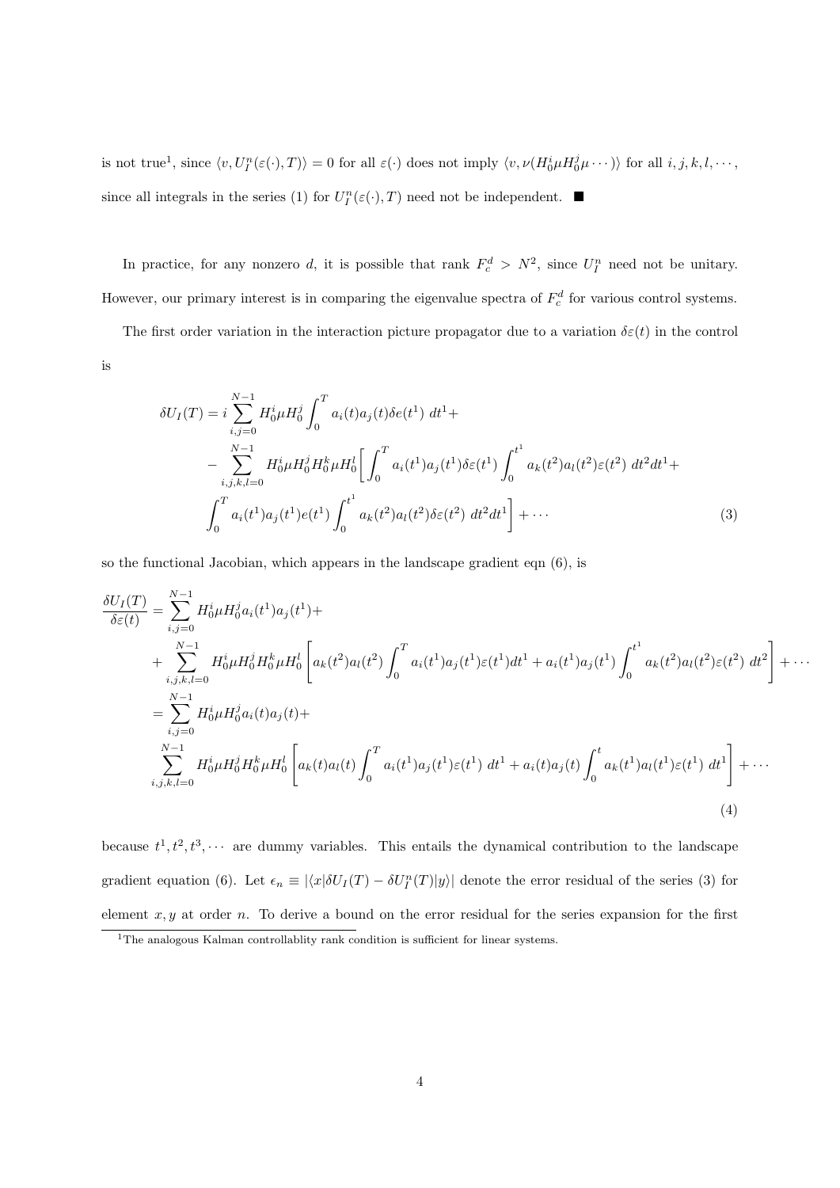is not true[1], since $\langle v, U_I^n(\varepsilon(\cdot), T)\rangle = 0$ for all $\varepsilon(\cdot)$ does not imply $\langle v, \nu(H_0^i \mu H_0^j \mu \cdots)\rangle$ for all $i, j, k, l, \cdots$, since all integrals in the series (1) for $U_I^n(\varepsilon(\cdot), T)$ need not be independent. $\blacksquare$

In practice, for any nonzero $d$, it is possible that rank $F_c^d > N^2$, since $U_I^n$ need not be unitary. However, our primary interest is in comparing the eigenvalue spectra of $F_c^d$ for various control systems.

The first order variation in the interaction picture propagator due to a variation $\delta\varepsilon(t)$ in the control is

$$
\begin{aligned}
\delta U_I(T) = i \sum_{i,j=0}^{N-1} H_0^i \mu H_0^j \int_0^T a_i(t) a_j(t) \delta e(t^1)\ dt^1 + \\
- \sum_{i,j,k,l=0}^{N-1} H_0^i \mu H_0^j H_0^k \mu H_0^l \bigg[ \int_0^T a_i(t^1) a_j(t^1) \delta\varepsilon(t^1) \int_0^{t^1} a_k(t^2) a_l(t^2) \varepsilon(t^2)\ dt^2 dt^1 + \\
\int_0^T a_i(t^1) a_j(t^1) e(t^1) \int_0^{t^1} a_k(t^2) a_l(t^2) \delta\varepsilon(t^2)\ dt^2 dt^1 \bigg] + \cdots
\end{aligned} \tag{3}
$$

so the functional Jacobian, which appears in the landscape gradient eqn (6), is

$$
\begin{aligned}
\frac{\delta U_I(T)}{\delta\varepsilon(t)} &= \sum_{i,j=0}^{N-1} H_0^i \mu H_0^j a_i(t^1) a_j(t^1) + \\
&+ \sum_{i,j,k,l=0}^{N-1} H_0^i \mu H_0^j H_0^k \mu H_0^l \left[ a_k(t^2) a_l(t^2) \int_0^T a_i(t^1) a_j(t^1) \varepsilon(t^1) dt^1 + a_i(t^1) a_j(t^1) \int_0^{t^1} a_k(t^2) a_l(t^2) \varepsilon(t^2)\ dt^2 \right] + \cdots \\
&= \sum_{i,j=0}^{N-1} H_0^i \mu H_0^j a_i(t) a_j(t) + \\
&\sum_{i,j,k,l=0}^{N-1} H_0^i \mu H_0^j H_0^k \mu H_0^l \left[ a_k(t) a_l(t) \int_0^T a_i(t^1) a_j(t^1) \varepsilon(t^1)\ dt^1 + a_i(t) a_j(t) \int_0^t a_k(t^1) a_l(t^1) \varepsilon(t^1)\ dt^1 \right] + \cdots
\end{aligned} \tag{4}
$$

because $t^1, t^2, t^3, \cdots$ are dummy variables. This entails the dynamical contribution to the landscape gradient equation (6). Let $\epsilon_n \equiv |\langle x|\delta U_I(T) - \delta U_I^n(T)|y\rangle|$ denote the error residual of the series (3) for element $x, y$ at order $n$. To derive a bound on the error residual for the series expansion for the first

[1] The analogous Kalman controllablity rank condition is sufficient for linear systems.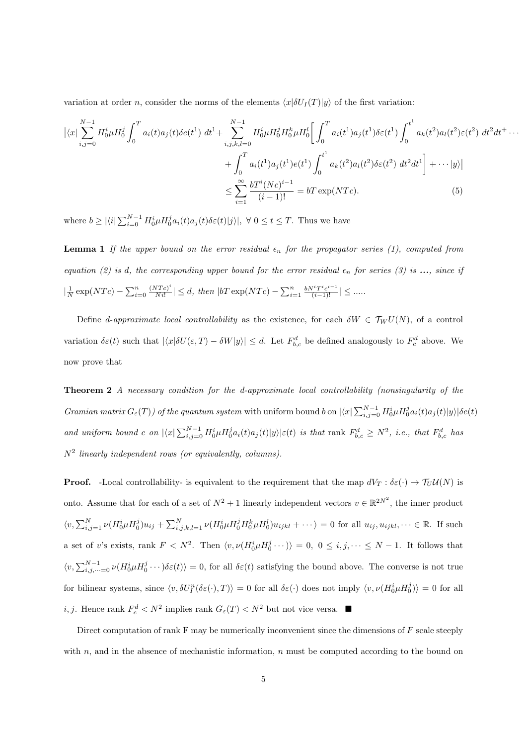variation at order $n$, consider the norms of the elements $\langle x|\delta U_I(T)|y\rangle$ of the first variation:

$$
\begin{aligned}
\big|\langle x|\sum_{i,j=0}^{N-1} H_0^i\mu H_0^j \int_0^T a_i(t)a_j(t)\delta e(t^1)\ dt^1 + \sum_{i,j,k,l=0}^{N-1} H_0^i\mu H_0^j H_0^k \mu H_0^l \Big[\int_0^T a_i(t^1)a_j(t^1)\delta\varepsilon(t^1)\int_0^{t^1} a_k(t^2)a_l(t^2)\varepsilon(t^2)\ dt^2 dt^+ \cdots \\
+ \int_0^T a_i(t^1)a_j(t^1)e(t^1)\int_0^{t^1} a_k(t^2)a_l(t^2)\delta\varepsilon(t^2)\ dt^2 dt^1\Big] + \cdots |y\rangle\big| \\
\leq \sum_{i=1}^{\infty}\frac{bT^i(Nc)^{i-1}}{(i-1)!} = bT\exp(NTc). \qquad (5)
\end{aligned}
$$

where $b \geq |\langle i|\sum_{i=0}^{N-1} H_0^i\mu H_0^j a_i(t)a_j(t)\delta\varepsilon(t)|j\rangle|,\ \forall\ 0\leq t\leq T$. Thus we have

**Lemma 1** *If the upper bound on the error residual $\epsilon_n$ for the propagator series (1), computed from equation (2) is d, the corresponding upper bound for the error residual $\epsilon_n$ for series (3) is* ***...****, since if $|\frac{1}{N}\exp(NTc) - \sum_{i=0}^{n}\frac{(NTc)^i}{Ni!}| \leq d$, then $|bT\exp(NTc) - \sum_{i=1}^{n}\frac{bN^iT^ic^{i-1}}{(i-1)!}| \leq .....$*

Define *d-approximate local controllability* as the existence, for each $\delta W \in \mathcal{T}_W U(N)$, of a control variation $\delta\varepsilon(t)$ such that $|\langle x|\delta U(\varepsilon, T) - \delta W|y\rangle| \leq d$. Let $F_{b,c}^d$ be defined analogously to $F_c^d$ above. We now prove that

**Theorem 2** *A necessary condition for the d-approximate local controllability (nonsingularity of the Gramian matrix $G_\varepsilon(T)$) of the quantum system* with uniform bound $b$ on $|\langle x|\sum_{i,j=0}^{N-1} H_0^i\mu H_0^j a_i(t)a_j(t)|y\rangle|\delta e(t)$ *and uniform bound $c$ on $|\langle x|\sum_{i,j=0}^{N-1} H_0^i\mu H_0^j a_i(t)a_j(t)|y\rangle|\varepsilon(t)$ is that* rank $F_{b,c}^d \geq N^2$*, i.e., that $F_{b,c}^d$ has $N^2$ linearly independent rows (or equivalently, columns).*

**Proof.** -Local controllability- is equivalent to the requirement that the map $dV_T : \delta\varepsilon(\cdot) \to \mathcal{T}_U\mathcal{U}(N)$ is onto. Assume that for each of a set of $N^2+1$ linearly independent vectors $v \in \mathbb{R}^{2N^2}$, the inner product $\langle v, \sum_{i,j=1}^{N}\nu(H_0^i\mu H_0^j)u_{ij} + \sum_{i,j,k,l=1}^{N}\nu(H_0^i\mu H_0^j H_0^k\mu H_0^l)u_{ijkl} + \cdots\rangle = 0$ for all $u_{ij}, u_{ijkl}, \cdots \in \mathbb{R}$. If such a set of $v$'s exists, rank $F < N^2$. Then $\langle v, \nu(H_0^i\mu H_0^j\cdots)\rangle = 0,\ 0 \leq i,j,\cdots \leq N-1$. It follows that $\langle v, \sum_{i,j,\cdots=0}^{N-1}\nu(H_0^i\mu H_0^j\cdots)\delta\varepsilon(t)\rangle = 0$, for all $\delta\varepsilon(t)$ satisfying the bound above. The converse is not true for bilinear systems, since $\langle v, \delta U_I^n(\delta\varepsilon(\cdot), T)\rangle = 0$ for all $\delta\varepsilon(\cdot)$ does not imply $\langle v, \nu(H_0^i\mu H_0^j)\rangle = 0$ for all $i,j$. Hence rank $F_c^d < N^2$ implies rank $G_\varepsilon(T) < N^2$ but not vice versa. ■

Direct computation of rank F may be numerically inconvenient since the dimensions of $F$ scale steeply with $n$, and in the absence of mechanistic information, $n$ must be computed according to the bound on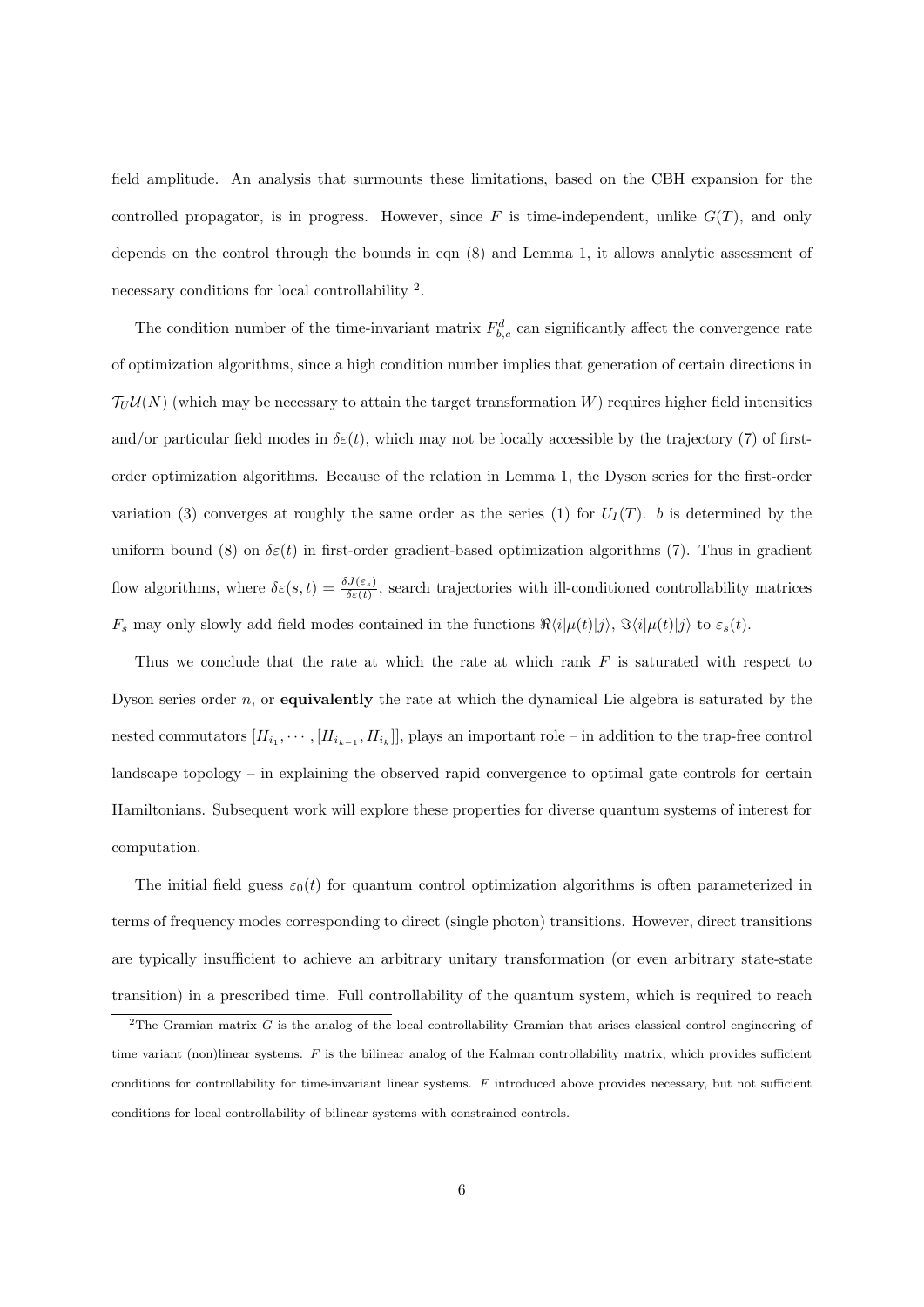field amplitude. An analysis that surmounts these limitations, based on the CBH expansion for the controlled propagator, is in progress. However, since $F$ is time-independent, unlike $G(T)$, and only depends on the control through the bounds in eqn (8) and Lemma 1, it allows analytic assessment of necessary conditions for local controllability [2].

The condition number of the time-invariant matrix $F^d_{b,c}$ can significantly affect the convergence rate of optimization algorithms, since a high condition number implies that generation of certain directions in $\mathcal{T}_U\mathcal{U}(N)$ (which may be necessary to attain the target transformation $W$) requires higher field intensities and/or particular field modes in $\delta\varepsilon(t)$, which may not be locally accessible by the trajectory (7) of first-order optimization algorithms. Because of the relation in Lemma 1, the Dyson series for the first-order variation (3) converges at roughly the same order as the series (1) for $U_I(T)$. $b$ is determined by the uniform bound (8) on $\delta\varepsilon(t)$ in first-order gradient-based optimization algorithms (7). Thus in gradient flow algorithms, where $\delta\varepsilon(s,t) = \frac{\delta J(\varepsilon_s)}{\delta\varepsilon(t)}$, search trajectories with ill-conditioned controllability matrices $F_s$ may only slowly add field modes contained in the functions $\Re\langle i|\mu(t)|j\rangle$, $\Im\langle i|\mu(t)|j\rangle$ to $\varepsilon_s(t)$.

Thus we conclude that the rate at which the rate at which rank $F$ is saturated with respect to Dyson series order $n$, or **equivalently** the rate at which the dynamical Lie algebra is saturated by the nested commutators $[H_{i_1}, \cdots, [H_{i_{k-1}}, H_{i_k}]]$, plays an important role – in addition to the trap-free control landscape topology – in explaining the observed rapid convergence to optimal gate controls for certain Hamiltonians. Subsequent work will explore these properties for diverse quantum systems of interest for computation.

The initial field guess $\varepsilon_0(t)$ for quantum control optimization algorithms is often parameterized in terms of frequency modes corresponding to direct (single photon) transitions. However, direct transitions are typically insufficient to achieve an arbitrary unitary transformation (or even arbitrary state-state transition) in a prescribed time. Full controllability of the quantum system, which is required to reach

[2] The Gramian matrix $G$ is the analog of the local controllability Gramian that arises classical control engineering of time variant (non)linear systems. $F$ is the bilinear analog of the Kalman controllability matrix, which provides sufficient conditions for controllability for time-invariant linear systems. $F$ introduced above provides necessary, but not sufficient conditions for local controllability of bilinear systems with constrained controls.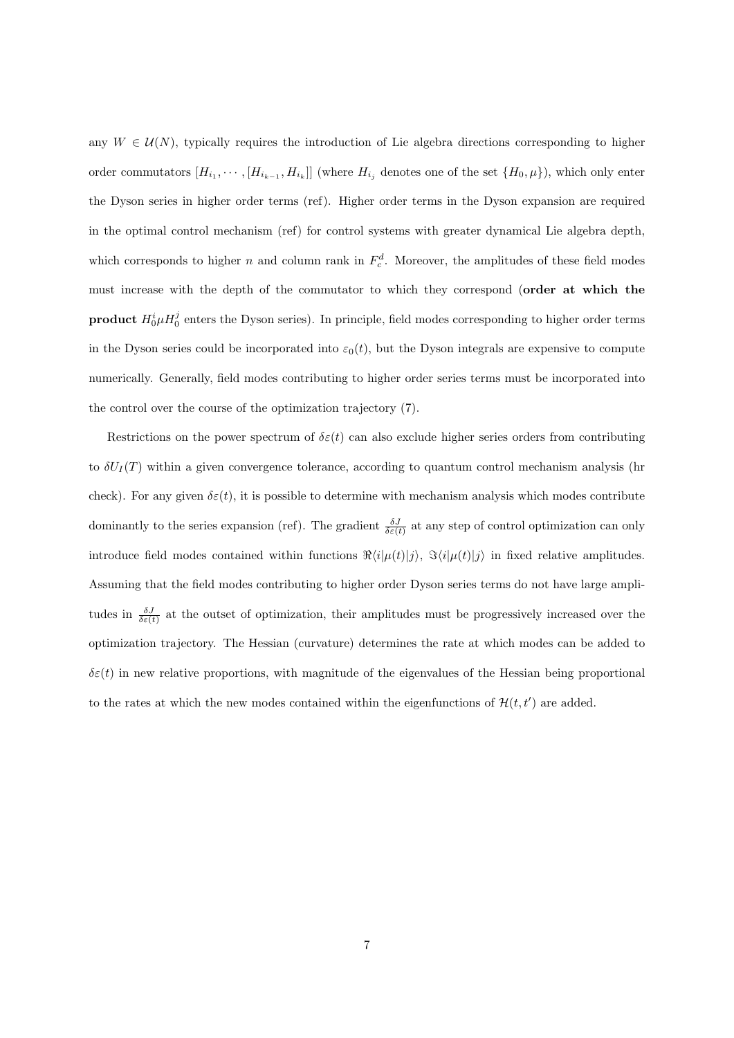any $W \in \mathcal{U}(N)$, typically requires the introduction of Lie algebra directions corresponding to higher order commutators $[H_{i_1}, \cdots, [H_{i_{k-1}}, H_{i_k}]]$ (where $H_{i_j}$ denotes one of the set $\{H_0, \mu\}$), which only enter the Dyson series in higher order terms (ref). Higher order terms in the Dyson expansion are required in the optimal control mechanism (ref) for control systems with greater dynamical Lie algebra depth, which corresponds to higher $n$ and column rank in $F_c^d$. Moreover, the amplitudes of these field modes must increase with the depth of the commutator to which they correspond (**order at which the product** $H_0^i \mu H_0^j$ enters the Dyson series). In principle, field modes corresponding to higher order terms in the Dyson series could be incorporated into $\varepsilon_0(t)$, but the Dyson integrals are expensive to compute numerically. Generally, field modes contributing to higher order series terms must be incorporated into the control over the course of the optimization trajectory (7).

Restrictions on the power spectrum of $\delta\varepsilon(t)$ can also exclude higher series orders from contributing to $\delta U_I(T)$ within a given convergence tolerance, according to quantum control mechanism analysis (hr check). For any given $\delta\varepsilon(t)$, it is possible to determine with mechanism analysis which modes contribute dominantly to the series expansion (ref). The gradient $\frac{\delta J}{\delta\varepsilon(t)}$ at any step of control optimization can only introduce field modes contained within functions $\Re\langle i|\mu(t)|j\rangle$, $\Im\langle i|\mu(t)|j\rangle$ in fixed relative amplitudes. Assuming that the field modes contributing to higher order Dyson series terms do not have large amplitudes in $\frac{\delta J}{\delta\varepsilon(t)}$ at the outset of optimization, their amplitudes must be progressively increased over the optimization trajectory. The Hessian (curvature) determines the rate at which modes can be added to $\delta\varepsilon(t)$ in new relative proportions, with magnitude of the eigenvalues of the Hessian being proportional to the rates at which the new modes contained within the eigenfunctions of $\mathcal{H}(t, t')$ are added.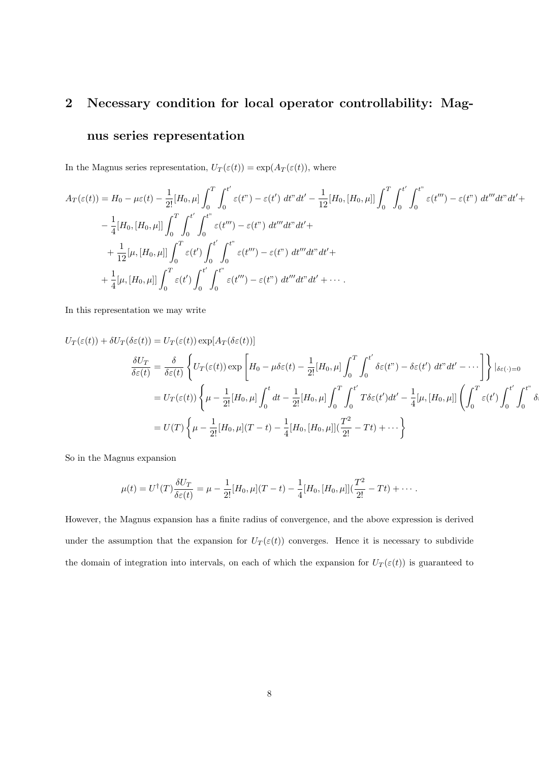## 2 Necessary condition for local operator controllability: Magnus series representation

In the Magnus series representation, $U_T(\varepsilon(t)) = \exp(A_T(\varepsilon(t))$, where

$$
\begin{aligned}
A_T(\varepsilon(t)) = H_0 - \mu\varepsilon(t) &- \frac{1}{2!}[H_0,\mu]\int_0^T\int_0^{t'} \varepsilon(t") - \varepsilon(t')\ dt"dt' - \frac{1}{12}[H_0,[H_0,\mu]]\int_0^T\int_0^{t'}\int_0^{t"} \varepsilon(t''') - \varepsilon(t")\ dt'''dt"dt' + \\
&- \frac{1}{4}[H_0,[H_0,\mu]]\int_0^T\int_0^{t'}\int_0^{t"} \varepsilon(t''') - \varepsilon(t")\ dt'''dt"dt' + \\
&+ \frac{1}{12}[\mu,[H_0,\mu]]\int_0^T \varepsilon(t')\int_0^{t'}\int_0^{t"} \varepsilon(t''') - \varepsilon(t")\ dt'''dt"dt' + \\
&+ \frac{1}{4}[\mu,[H_0,\mu]]\int_0^T \varepsilon(t')\int_0^{t'}\int_0^{t"} \varepsilon(t''') - \varepsilon(t")\ dt'''dt"dt' + \cdots .
\end{aligned}
$$

In this representation we may write

$$
\begin{aligned}
U_T(\varepsilon(t)) + \delta U_T(\delta\varepsilon(t)) &= U_T(\varepsilon(t))\exp[A_T(\delta\varepsilon(t))] \\
\frac{\delta U_T}{\delta\varepsilon(t)} &= \frac{\delta}{\delta\varepsilon(t)}\left\{U_T(\varepsilon(t))\exp\left[H_0 - \mu\delta\varepsilon(t) - \frac{1}{2!}[H_0,\mu]\int_0^T\int_0^{t'}\delta\varepsilon(t") - \delta\varepsilon(t')\ dt"dt' - \cdots\right]\right\}|_{\delta\varepsilon(\cdot)=0} \\
&= U_T(\varepsilon(t))\left\{\mu - \frac{1}{2!}[H_0,\mu]\int_0^t dt - \frac{1}{2!}[H_0,\mu]\int_0^T\int_0^{t'} T\delta\varepsilon(t')dt' - \frac{1}{4}[\mu,[H_0,\mu]]\left(\int_0^T \varepsilon(t')\int_0^{t'}\int_0^{t"} \delta\right.\right. \\
&= U(T)\left\{\mu - \frac{1}{2!}[H_0,\mu](T-t) - \frac{1}{4}[H_0,[H_0,\mu]](\frac{T^2}{2!} - Tt) + \cdots\right\}
\end{aligned}
$$

So in the Magnus expansion

$$
\mu(t) = U^\dagger(T)\frac{\delta U_T}{\delta\varepsilon(t)} = \mu - \frac{1}{2!}[H_0,\mu](T-t) - \frac{1}{4}[H_0,[H_0,\mu]](\frac{T^2}{2!} - Tt) + \cdots .
$$

However, the Magnus expansion has a finite radius of convergence, and the above expression is derived under the assumption that the expansion for $U_T(\varepsilon(t))$ converges. Hence it is necessary to subdivide the domain of integration into intervals, on each of which the expansion for $U_T(\varepsilon(t))$ is guaranteed to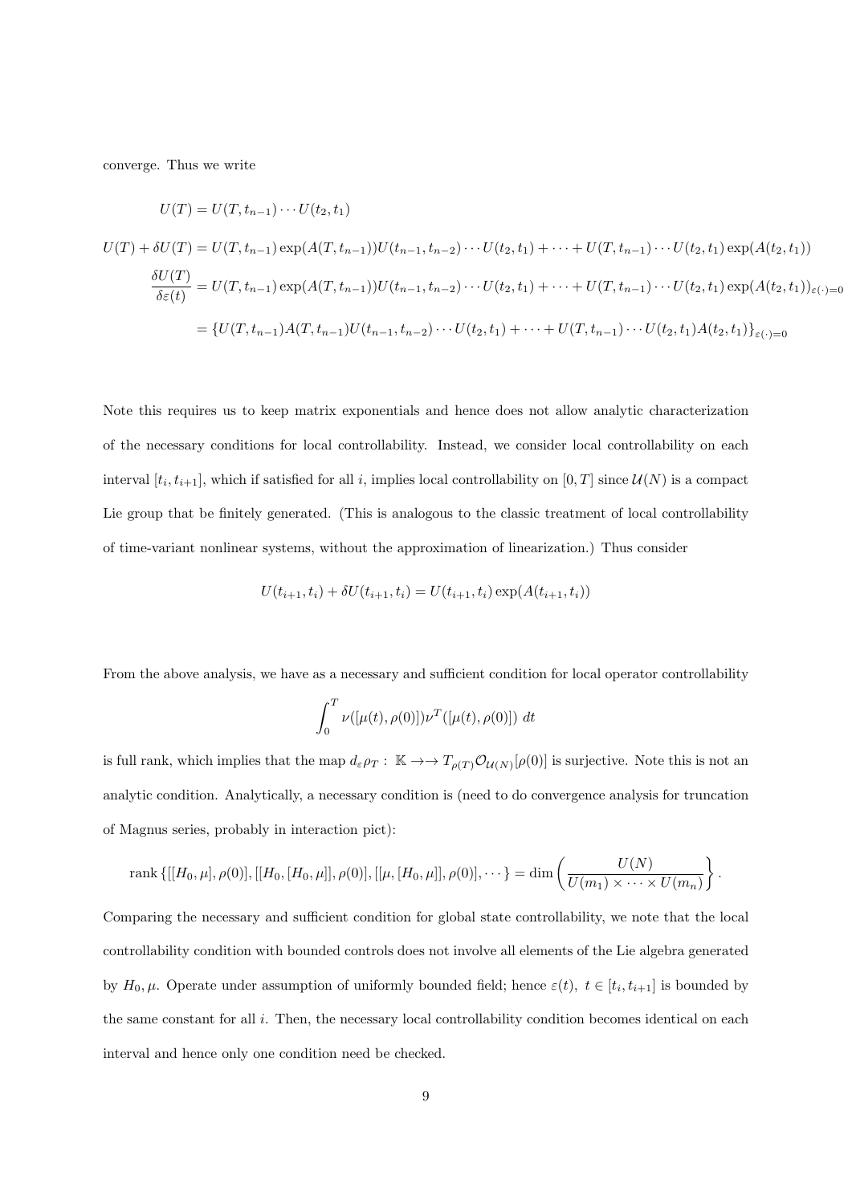converge. Thus we write

$$
\begin{aligned}
U(T) &= U(T,t_{n-1})\cdots U(t_2,t_1) \\
U(T)+\delta U(T) &= U(T,t_{n-1})\exp(A(T,t_{n-1}))U(t_{n-1},t_{n-2})\cdots U(t_2,t_1)+\cdots+U(T,t_{n-1})\cdots U(t_2,t_1)\exp(A(t_2,t_1)) \\
\frac{\delta U(T)}{\delta\varepsilon(t)} &= U(T,t_{n-1})\exp(A(T,t_{n-1}))U(t_{n-1},t_{n-2})\cdots U(t_2,t_1)+\cdots+U(T,t_{n-1})\cdots U(t_2,t_1)\exp(A(t_2,t_1))_{\varepsilon(\cdot)=0} \\
&= \{U(T,t_{n-1})A(T,t_{n-1})U(t_{n-1},t_{n-2})\cdots U(t_2,t_1)+\cdots+U(T,t_{n-1})\cdots U(t_2,t_1)A(t_2,t_1)\}_{\varepsilon(\cdot)=0}
\end{aligned}
$$

Note this requires us to keep matrix exponentials and hence does not allow analytic characterization of the necessary conditions for local controllability. Instead, we consider local controllability on each interval $[t_i, t_{i+1}]$, which if satisfied for all $i$, implies local controllability on $[0,T]$ since $\mathcal{U}(N)$ is a compact Lie group that be finitely generated. (This is analogous to the classic treatment of local controllability of time-variant nonlinear systems, without the approximation of linearization.) Thus consider

$$
U(t_{i+1},t_i)+\delta U(t_{i+1},t_i) = U(t_{i+1},t_i)\exp(A(t_{i+1},t_i))
$$

From the above analysis, we have as a necessary and sufficient condition for local operator controllability

$$
\int_0^T \nu([\mu(t),\rho(0)])\nu^T([\mu(t),\rho(0)])\ dt
$$

is full rank, which implies that the map $d_\varepsilon\rho_T:\ \mathbb{K}\to\to T_{\rho(T)}\mathcal{O}_{\mathcal{U}(N)}[\rho(0)]$ is surjective. Note this is not an analytic condition. Analytically, a necessary condition is (need to do convergence analysis for truncation of Magnus series, probably in interaction pict):

$$
\text{rank}\left\{[[H_0,\mu],\rho(0)],[[H_0,[H_0,\mu]],\rho(0)],[[\mu,[H_0,\mu]],\rho(0)],\cdots\right\} = \dim\left(\frac{U(N)}{U(m_1)\times\cdots\times U(m_n)}\right\}.
$$

Comparing the necessary and sufficient condition for global state controllability, we note that the local controllability condition with bounded controls does not involve all elements of the Lie algebra generated by $H_0,\mu$. Operate under assumption of uniformly bounded field; hence $\varepsilon(t),\ t\in[t_i,t_{i+1}]$ is bounded by the same constant for all $i$. Then, the necessary local controllability condition becomes identical on each interval and hence only one condition need be checked.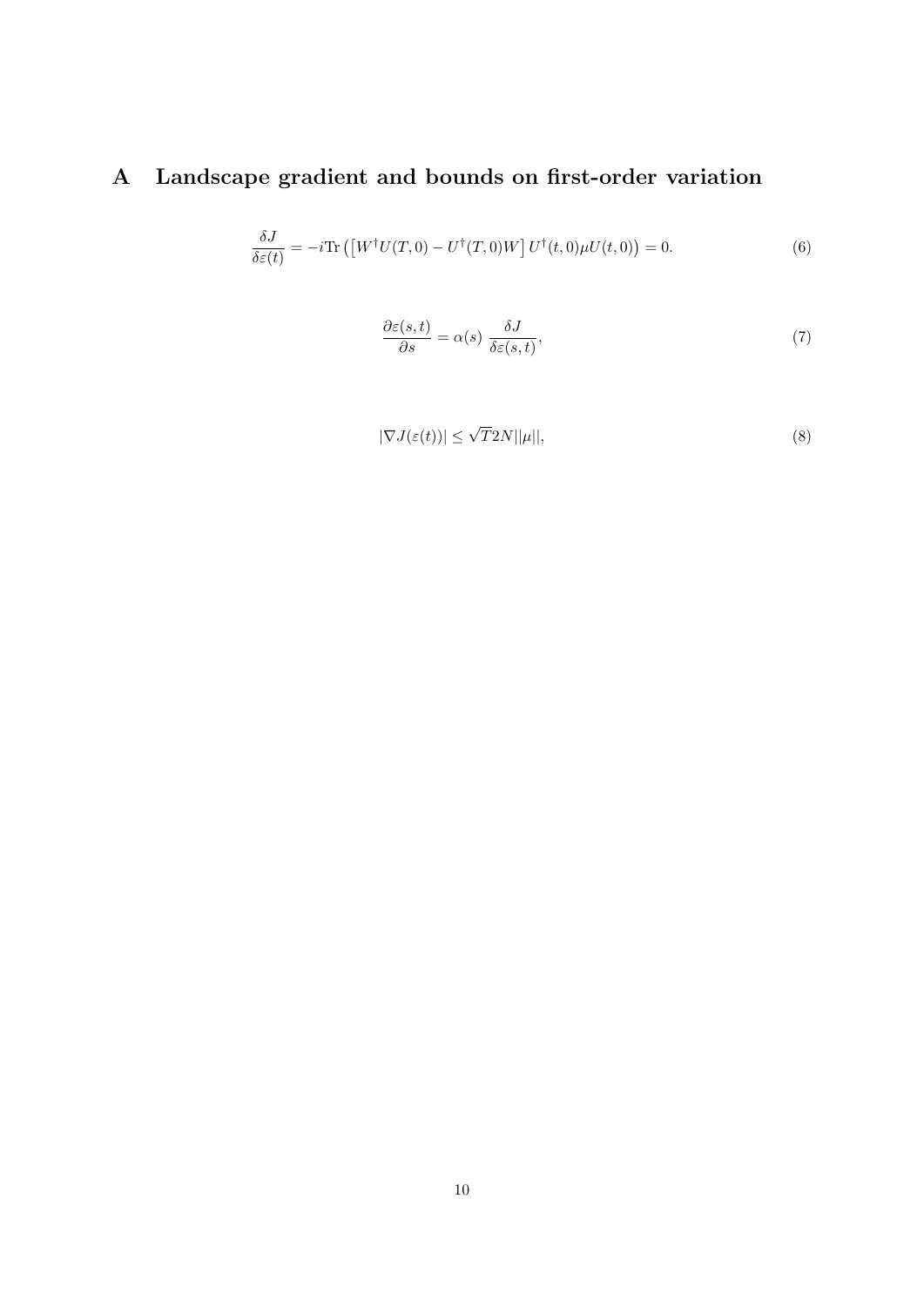# A Landscape gradient and bounds on first-order variation

$$\frac{\delta J}{\delta \varepsilon(t)} = -i\mathrm{Tr}\left(\left[W^{\dagger}U(T,0) - U^{\dagger}(T,0)W\right]U^{\dagger}(t,0)\mu U(t,0)\right) = 0. \tag{6}$$

$$\frac{\partial \varepsilon(s,t)}{\partial s} = \alpha(s)\,\frac{\delta J}{\delta \varepsilon(s,t)}, \tag{7}$$

$$|\nabla J(\varepsilon(t))| \leq \sqrt{T}2N||\mu||, \tag{8}$$